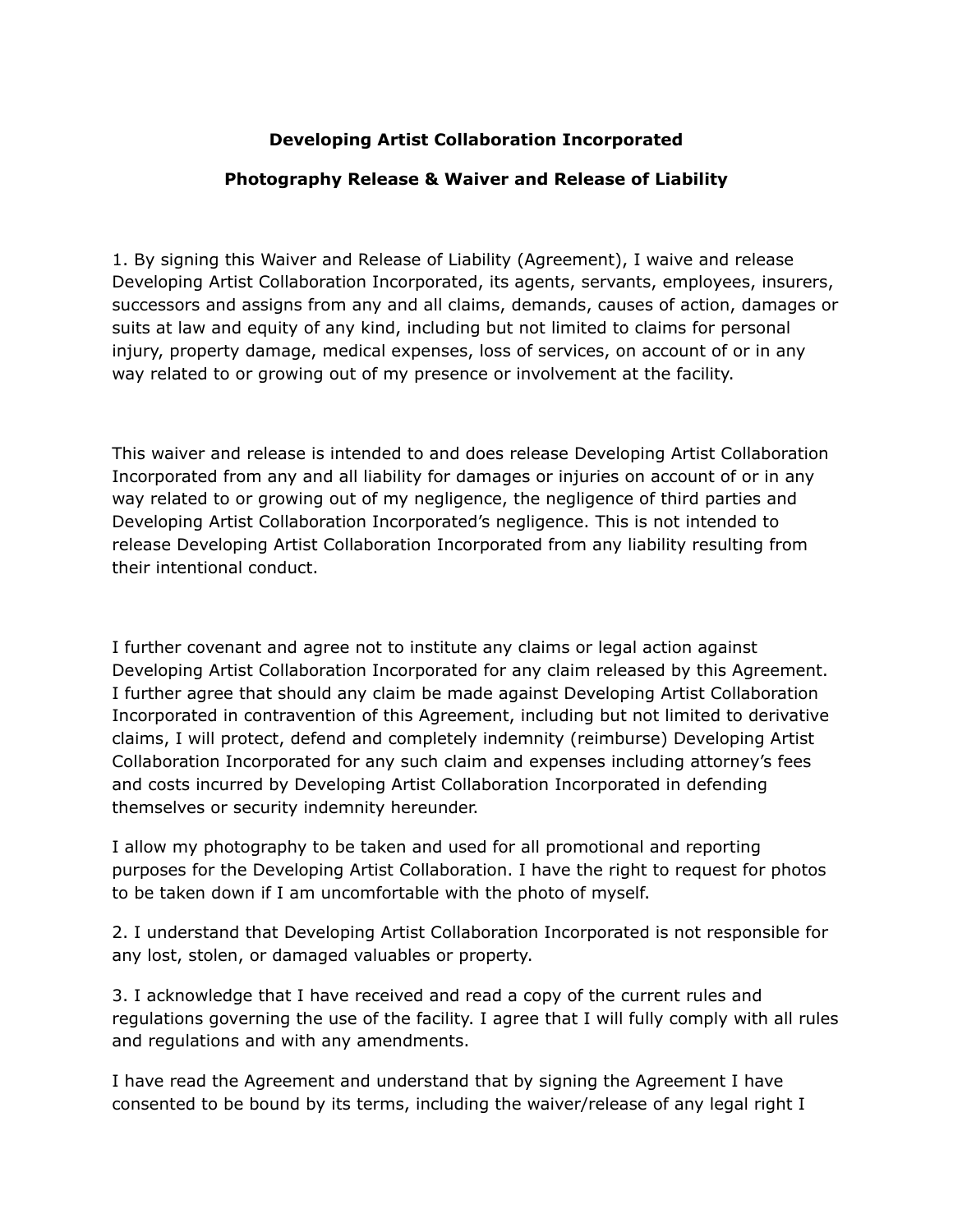**Developing Artist Collaboration Incorporated**

**Photography Release & Waiver and Release of Liability**

1. By signing this Waiver and Release of Liability (Agreement), I waive and release Developing Artist Collaboration Incorporated, its agents, servants, employees, insurers, successors and assigns from any and all claims, demands, causes of action, damages or suits at law and equity of any kind, including but not limited to claims for personal injury, property damage, medical expenses, loss of services, on account of or in any way related to or growing out of my presence or involvement at the facility.

This waiver and release is intended to and does release Developing Artist Collaboration Incorporated from any and all liability for damages or injuries on account of or in any way related to or growing out of my negligence, the negligence of third parties and Developing Artist Collaboration Incorporated's negligence. This is not intended to release Developing Artist Collaboration Incorporated from any liability resulting from their intentional conduct.

I further covenant and agree not to institute any claims or legal action against Developing Artist Collaboration Incorporated for any claim released by this Agreement. I further agree that should any claim be made against Developing Artist Collaboration Incorporated in contravention of this Agreement, including but not limited to derivative claims, I will protect, defend and completely indemnity (reimburse) Developing Artist Collaboration Incorporated for any such claim and expenses including attorney's fees and costs incurred by Developing Artist Collaboration Incorporated in defending themselves or security indemnity hereunder.

I allow my photography to be taken and used for all promotional and reporting purposes for the Developing Artist Collaboration. I have the right to request for photos to be taken down if I am uncomfortable with the photo of myself.

2. I understand that Developing Artist Collaboration Incorporated is not responsible for any lost, stolen, or damaged valuables or property.

3. I acknowledge that I have received and read a copy of the current rules and regulations governing the use of the facility. I agree that I will fully comply with all rules and regulations and with any amendments.

I have read the Agreement and understand that by signing the Agreement I have consented to be bound by its terms, including the waiver/release of any legal right I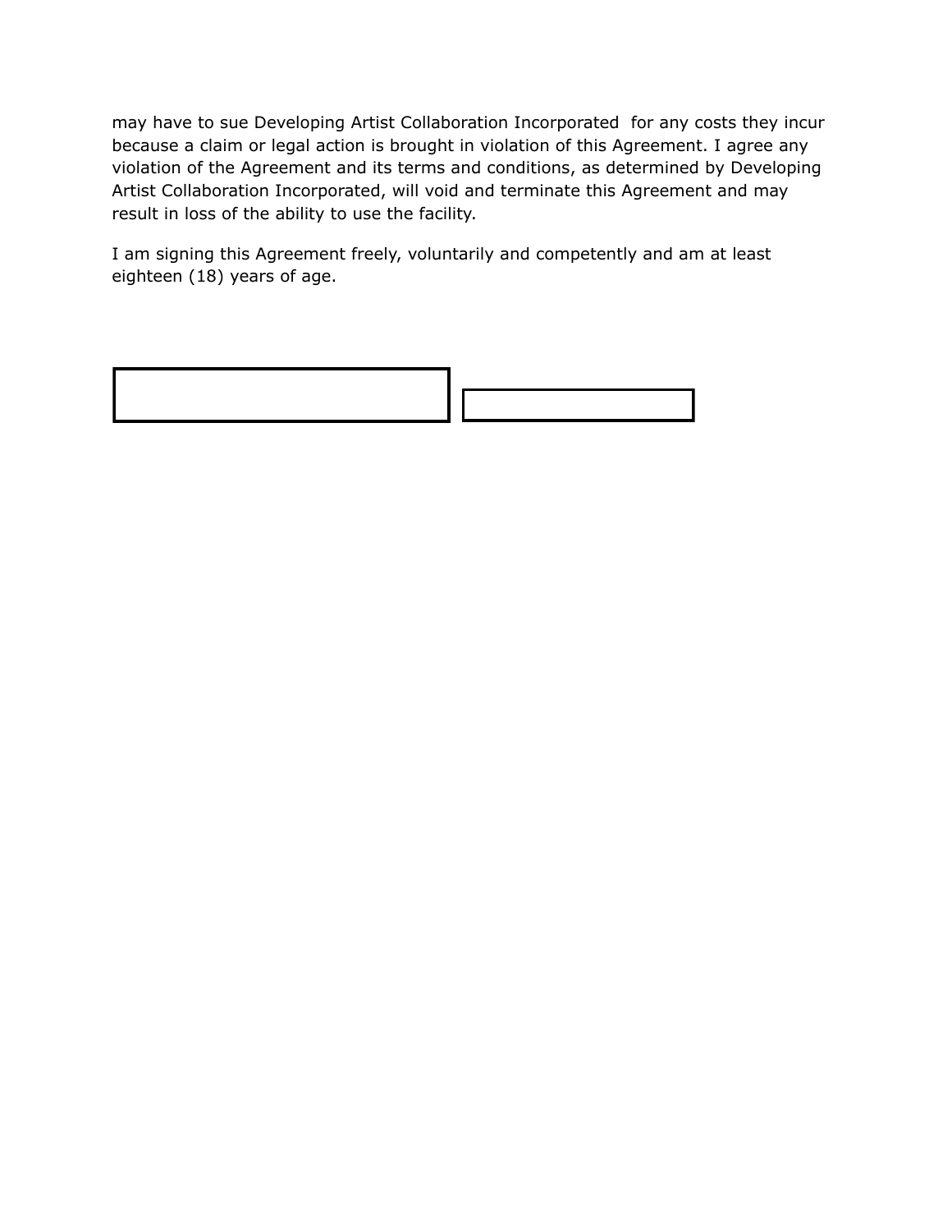may have to sue Developing Artist Collaboration Incorporated  for any costs they incur because a claim or legal action is brought in violation of this Agreement. I agree any violation of the Agreement and its terms and conditions, as determined by Developing Artist Collaboration Incorporated, will void and terminate this Agreement and may result in loss of the ability to use the facility.

I am signing this Agreement freely, voluntarily and competently and am at least eighteen (18) years of age.